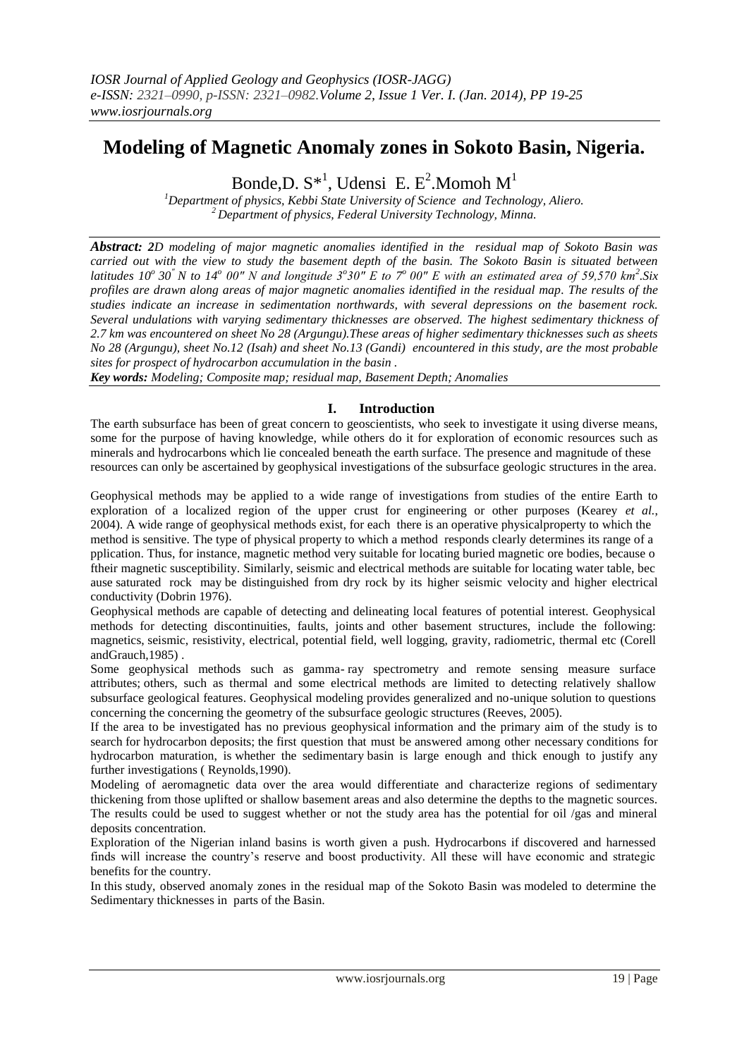# Modeling of Magnetic Anomaly zones in Sokoto Basin, Nigeria.

Bonde,D. S*[1], Udensi E. E[2].Momoh M[1]

[1]Department of physics, Kebbi State University of Science and Technology, Aliero.
[2]Department of physics, Federal University Technology, Minna.

***Abstract:** 2D modeling of major magnetic anomalies identified in the residual map of Sokoto Basin was carried out with the view to study the basement depth of the basin. The Sokoto Basin is situated between latitudes $10^o$ $30^{'}$ N to $14^o$ $00''$ N and longitude $3^o30''$ E to $7^o$ $00''$ E with an estimated area of 59,570 $km^2$.Six profiles are drawn along areas of major magnetic anomalies identified in the residual map. The results of the studies indicate an increase in sedimentation northwards, with several depressions on the basement rock. Several undulations with varying sedimentary thicknesses are observed. The highest sedimentary thickness of 2.7 km was encountered on sheet No 28 (Argungu).These areas of higher sedimentary thicknesses such as sheets No 28 (Argungu), sheet No.12 (Isah) and sheet No.13 (Gandi) encountered in this study, are the most probable sites for prospect of hydrocarbon accumulation in the basin .*

***Key words:** Modeling; Composite map; residual map, Basement Depth; Anomalies*

## I. Introduction

The earth subsurface has been of great concern to geoscientists, who seek to investigate it using diverse means, some for the purpose of having knowledge, while others do it for exploration of economic resources such as minerals and hydrocarbons which lie concealed beneath the earth surface. The presence and magnitude of these resources can only be ascertained by geophysical investigations of the subsurface geologic structures in the area.

Geophysical methods may be applied to a wide range of investigations from studies of the entire Earth to exploration of a localized region of the upper crust for engineering or other purposes (Kearey *et al.*, 2004). A wide range of geophysical methods exist, for each there is an operative physicalproperty to which the method is sensitive. The type of physical property to which a method responds clearly determines its range of a pplication. Thus, for instance, magnetic method very suitable for locating buried magnetic ore bodies, because o ftheir magnetic susceptibility. Similarly, seismic and electrical methods are suitable for locating water table, bec ause saturated rock may be distinguished from dry rock by its higher seismic velocity and higher electrical conductivity (Dobrin 1976).

Geophysical methods are capable of detecting and delineating local features of potential interest. Geophysical methods for detecting discontinuities, faults, joints and other basement structures, include the following: magnetics, seismic, resistivity, electrical, potential field, well logging, gravity, radiometric, thermal etc (Corell andGrauch,1985) .

Some geophysical methods such as gamma- ray spectrometry and remote sensing measure surface attributes; others, such as thermal and some electrical methods are limited to detecting relatively shallow subsurface geological features. Geophysical modeling provides generalized and no-unique solution to questions concerning the concerning the geometry of the subsurface geologic structures (Reeves, 2005).

If the area to be investigated has no previous geophysical information and the primary aim of the study is to search for hydrocarbon deposits; the first question that must be answered among other necessary conditions for hydrocarbon maturation, is whether the sedimentary basin is large enough and thick enough to justify any further investigations ( Reynolds,1990).

Modeling of aeromagnetic data over the area would differentiate and characterize regions of sedimentary thickening from those uplifted or shallow basement areas and also determine the depths to the magnetic sources. The results could be used to suggest whether or not the study area has the potential for oil /gas and mineral deposits concentration.

Exploration of the Nigerian inland basins is worth given a push. Hydrocarbons if discovered and harnessed finds will increase the country's reserve and boost productivity. All these will have economic and strategic benefits for the country.

In this study, observed anomaly zones in the residual map of the Sokoto Basin was modeled to determine the Sedimentary thicknesses in parts of the Basin.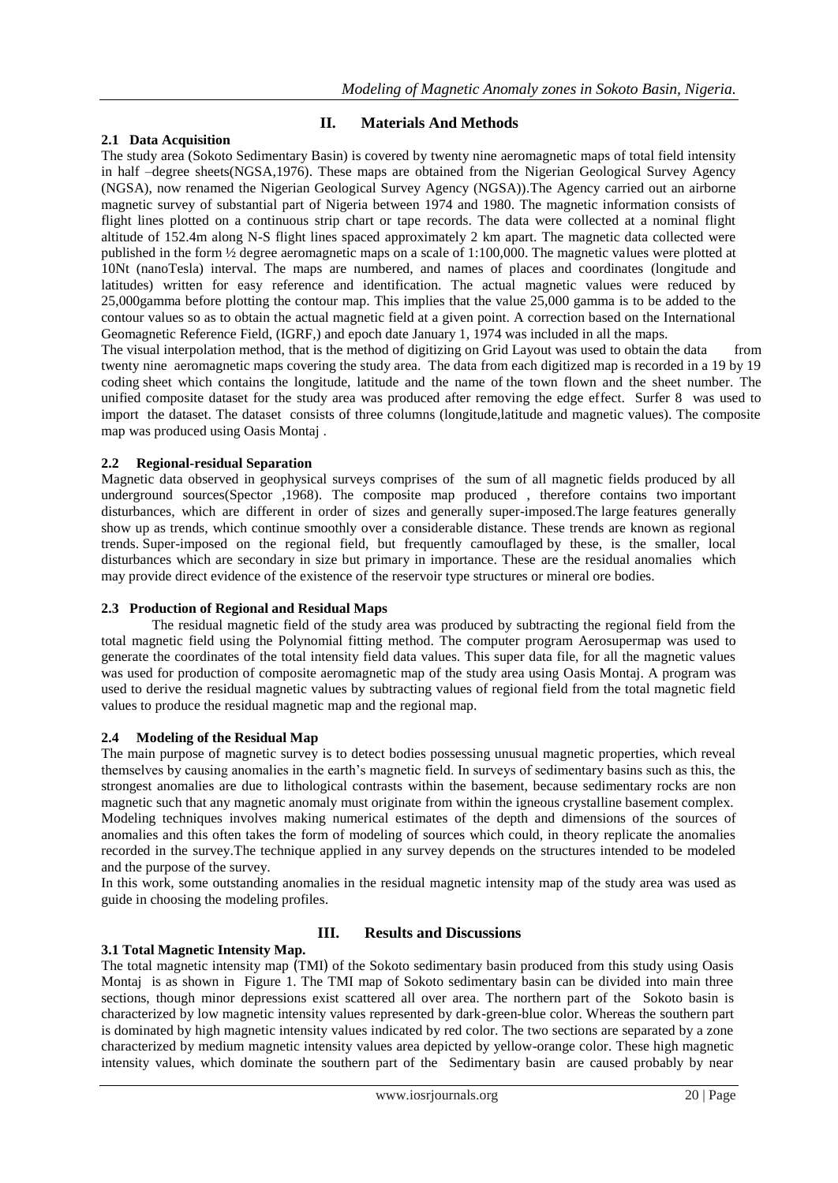## II. Materials And Methods

### 2.1 Data Acquisition

The study area (Sokoto Sedimentary Basin) is covered by twenty nine aeromagnetic maps of total field intensity in half –degree sheets(NGSA,1976). These maps are obtained from the Nigerian Geological Survey Agency (NGSA), now renamed the Nigerian Geological Survey Agency (NGSA)).The Agency carried out an airborne magnetic survey of substantial part of Nigeria between 1974 and 1980. The magnetic information consists of flight lines plotted on a continuous strip chart or tape records. The data were collected at a nominal flight altitude of 152.4m along N-S flight lines spaced approximately 2 km apart. The magnetic data collected were published in the form ½ degree aeromagnetic maps on a scale of 1:100,000. The magnetic values were plotted at 10Nt (nanoTesla) interval. The maps are numbered, and names of places and coordinates (longitude and latitudes) written for easy reference and identification. The actual magnetic values were reduced by 25,000gamma before plotting the contour map. This implies that the value 25,000 gamma is to be added to the contour values so as to obtain the actual magnetic field at a given point. A correction based on the International Geomagnetic Reference Field, (IGRF,) and epoch date January 1, 1974 was included in all the maps.

The visual interpolation method, that is the method of digitizing on Grid Layout was used to obtain the data from twenty nine aeromagnetic maps covering the study area. The data from each digitized map is recorded in a 19 by 19 coding sheet which contains the longitude, latitude and the name of the town flown and the sheet number. The unified composite dataset for the study area was produced after removing the edge effect. Surfer 8 was used to import the dataset. The dataset consists of three columns (longitude,latitude and magnetic values). The composite map was produced using Oasis Montaj .

### 2.2 Regional-residual Separation

Magnetic data observed in geophysical surveys comprises of the sum of all magnetic fields produced by all underground sources(Spector ,1968). The composite map produced , therefore contains two important disturbances, which are different in order of sizes and generally super-imposed.The large features generally show up as trends, which continue smoothly over a considerable distance. These trends are known as regional trends. Super-imposed on the regional field, but frequently camouflaged by these, is the smaller, local disturbances which are secondary in size but primary in importance. These are the residual anomalies which may provide direct evidence of the existence of the reservoir type structures or mineral ore bodies.

### 2.3 Production of Regional and Residual Maps

The residual magnetic field of the study area was produced by subtracting the regional field from the total magnetic field using the Polynomial fitting method. The computer program Aerosupermap was used to generate the coordinates of the total intensity field data values. This super data file, for all the magnetic values was used for production of composite aeromagnetic map of the study area using Oasis Montaj. A program was used to derive the residual magnetic values by subtracting values of regional field from the total magnetic field values to produce the residual magnetic map and the regional map.

### 2.4 Modeling of the Residual Map

The main purpose of magnetic survey is to detect bodies possessing unusual magnetic properties, which reveal themselves by causing anomalies in the earth's magnetic field. In surveys of sedimentary basins such as this, the strongest anomalies are due to lithological contrasts within the basement, because sedimentary rocks are non magnetic such that any magnetic anomaly must originate from within the igneous crystalline basement complex. Modeling techniques involves making numerical estimates of the depth and dimensions of the sources of anomalies and this often takes the form of modeling of sources which could, in theory replicate the anomalies recorded in the survey.The technique applied in any survey depends on the structures intended to be modeled and the purpose of the survey.

In this work, some outstanding anomalies in the residual magnetic intensity map of the study area was used as guide in choosing the modeling profiles.

## III. Results and Discussions

### 3.1 Total Magnetic Intensity Map.

The total magnetic intensity map (TMI) of the Sokoto sedimentary basin produced from this study using Oasis Montaj is as shown in Figure 1. The TMI map of Sokoto sedimentary basin can be divided into main three sections, though minor depressions exist scattered all over area. The northern part of the Sokoto basin is characterized by low magnetic intensity values represented by dark-green-blue color. Whereas the southern part is dominated by high magnetic intensity values indicated by red color. The two sections are separated by a zone characterized by medium magnetic intensity values area depicted by yellow-orange color. These high magnetic intensity values, which dominate the southern part of the Sedimentary basin are caused probably by near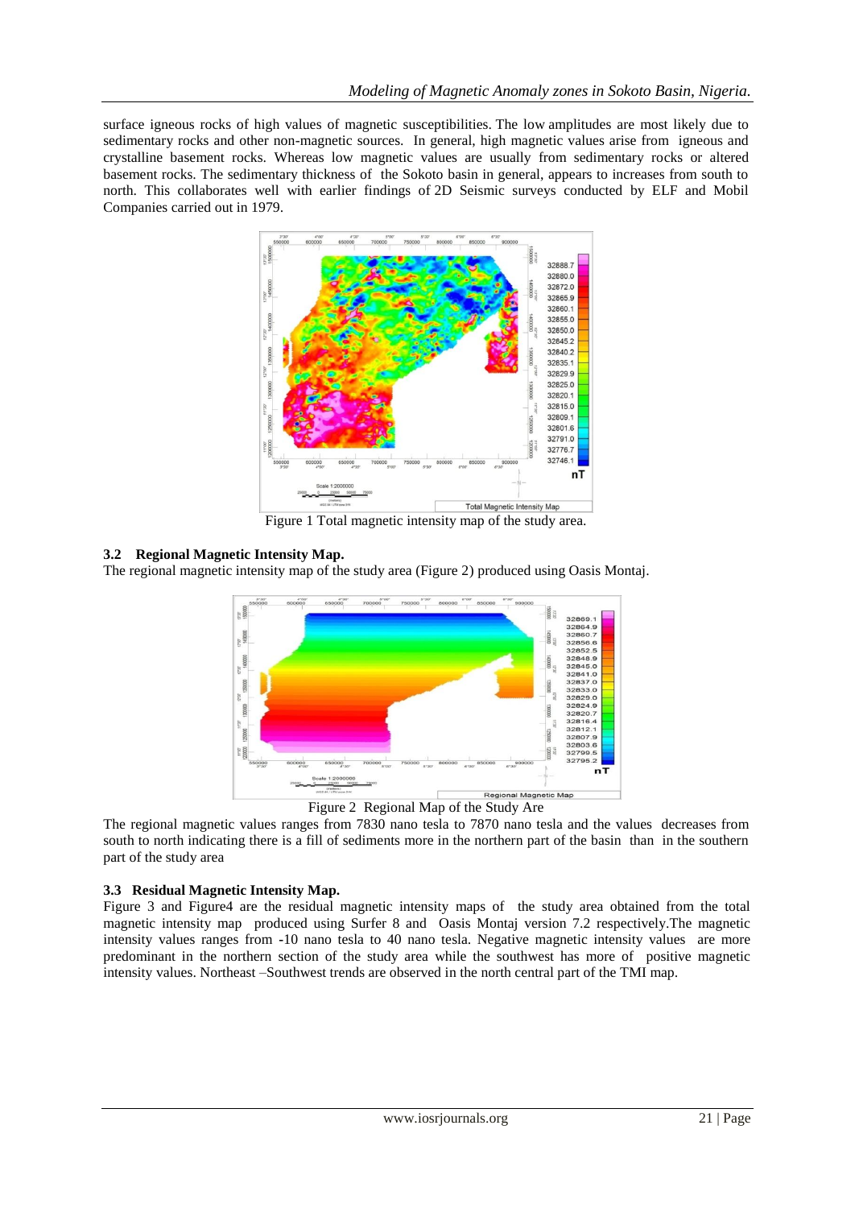surface igneous rocks of high values of magnetic susceptibilities. The low amplitudes are most likely due to sedimentary rocks and other non-magnetic sources. In general, high magnetic values arise from igneous and crystalline basement rocks. Whereas low magnetic values are usually from sedimentary rocks or altered basement rocks. The sedimentary thickness of the Sokoto basin in general, appears to increases from south to north. This collaborates well with earlier findings of 2D Seismic surveys conducted by ELF and Mobil Companies carried out in 1979.

Figure 1 Total magnetic intensity map of the study area.

### 3.2 Regional Magnetic Intensity Map.

The regional magnetic intensity map of the study area (Figure 2) produced using Oasis Montaj.

Figure 2 Regional Map of the Study Are

The regional magnetic values ranges from 7830 nano tesla to 7870 nano tesla and the values decreases from south to north indicating there is a fill of sediments more in the northern part of the basin than in the southern part of the study area

### 3.3 Residual Magnetic Intensity Map.

Figure 3 and Figure4 are the residual magnetic intensity maps of the study area obtained from the total magnetic intensity map produced using Surfer 8 and Oasis Montaj version 7.2 respectively.The magnetic intensity values ranges from -10 nano tesla to 40 nano tesla. Negative magnetic intensity values are more predominant in the northern section of the study area while the southwest has more of positive magnetic intensity values. Northeast –Southwest trends are observed in the north central part of the TMI map.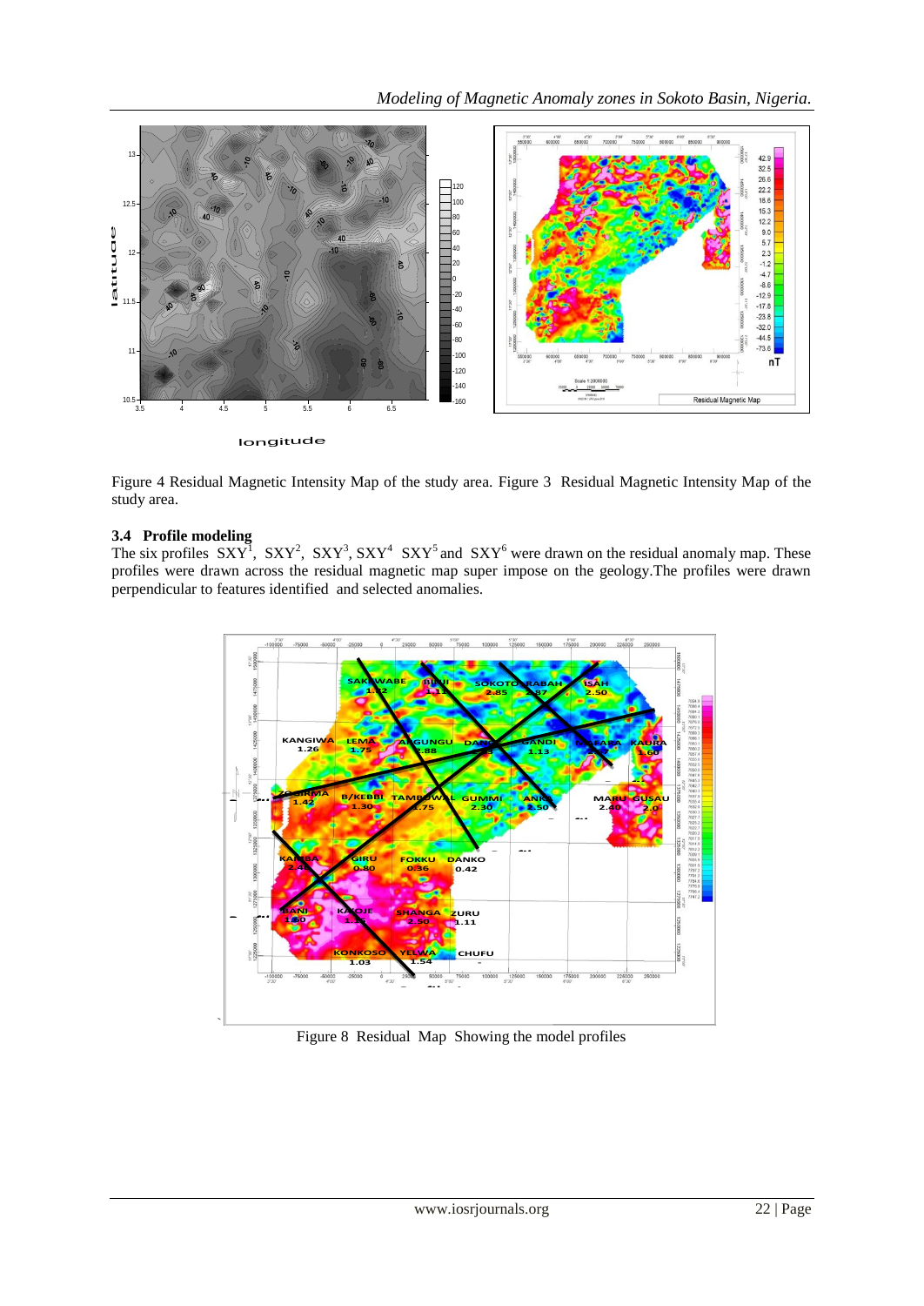Figure 4 Residual Magnetic Intensity Map of the study area. Figure 3 Residual Magnetic Intensity Map of the study area.

### 3.4 Profile modeling

The six profiles $SXY^1$, $SXY^2$, $SXY^3$, $SXY^4$ $SXY^5$ and $SXY^6$ were drawn on the residual anomaly map. These profiles were drawn across the residual magnetic map super impose on the geology.The profiles were drawn perpendicular to features identified and selected anomalies.

Figure 8 Residual Map Showing the model profiles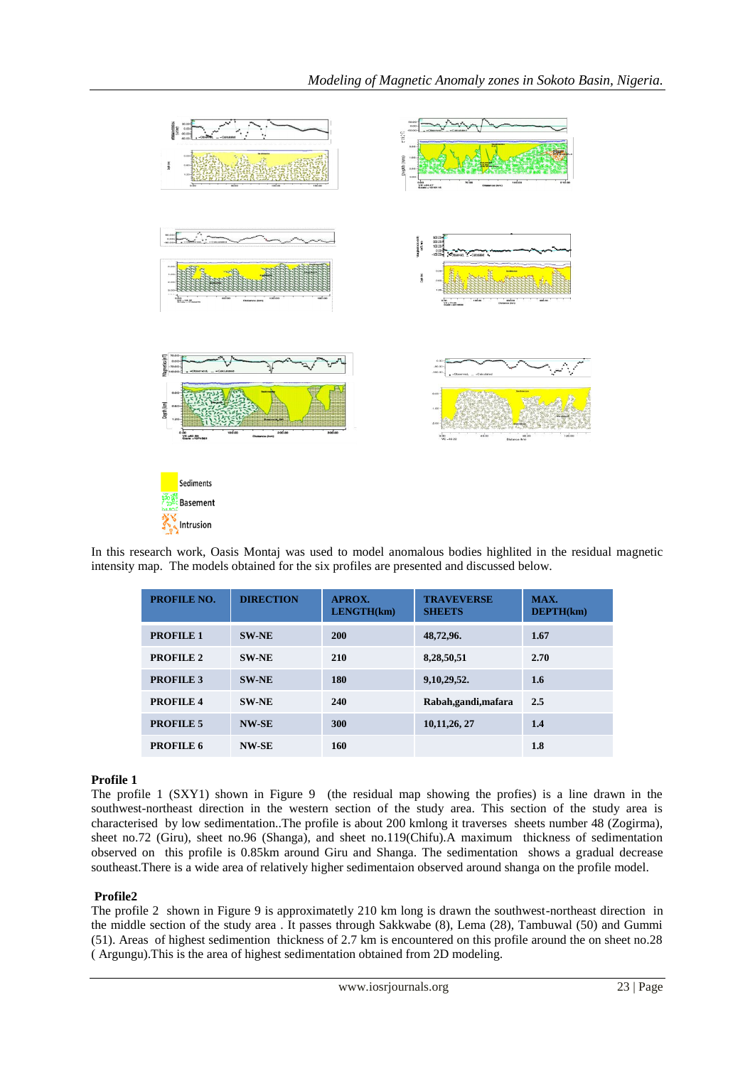Sediments

Basement

Intrusion

In this research work, Oasis Montaj was used to model anomalous bodies highlited in the residual magnetic intensity map. The models obtained for the six profiles are presented and discussed below.

| PROFILE NO. | DIRECTION | APROX. LENGTH(km) | TRAVEVERSE SHEETS | MAX. DEPTH(km) |
|---|---|---|---|---|
| PROFILE 1 | SW-NE | 200 | 48,72,96. | 1.67 |
| PROFILE 2 | SW-NE | 210 | 8,28,50,51 | 2.70 |
| PROFILE 3 | SW-NE | 180 | 9,10,29,52. | 1.6 |
| PROFILE 4 | SW-NE | 240 | Rabah,gandi,mafara | 2.5 |
| PROFILE 5 | NW-SE | 300 | 10,11,26, 27 | 1.4 |
| PROFILE 6 | NW-SE | 160 | | 1.8 |

**Profile 1**

The profile 1 (SXY1) shown in Figure 9 (the residual map showing the profies) is a line drawn in the southwest-northeast direction in the western section of the study area. This section of the study area is characterised by low sedimentation..The profile is about 200 kmlong it traverses sheets number 48 (Zogirma), sheet no.72 (Giru), sheet no.96 (Shanga), and sheet no.119(Chifu).A maximum thickness of sedimentation observed on this profile is 0.85km around Giru and Shanga. The sedimentation shows a gradual decrease southeast.There is a wide area of relatively higher sedimentaion observed around shanga on the profile model.

**Profile2**

The profile 2 shown in Figure 9 is approximatetly 210 km long is drawn the southwest-northeast direction in the middle section of the study area . It passes through Sakkwabe (8), Lema (28), Tambuwal (50) and Gummi (51). Areas of highest sedimention thickness of 2.7 km is encountered on this profile around the on sheet no.28 ( Argungu).This is the area of highest sedimentation obtained from 2D modeling.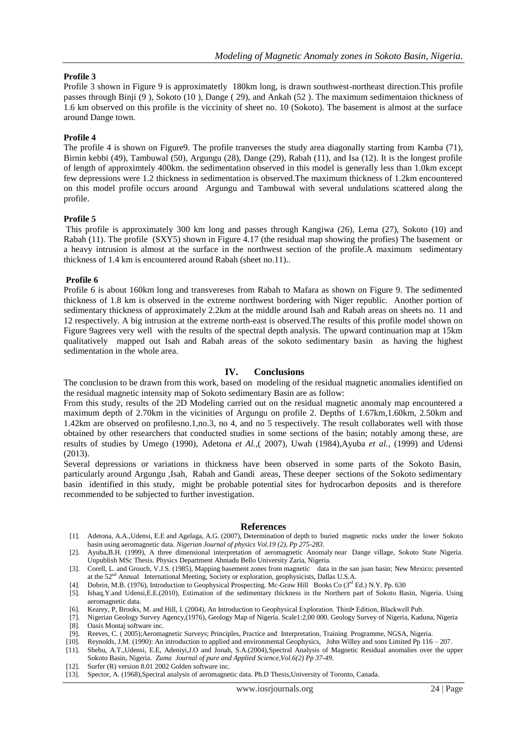### Profile 3

Profile 3 shown in Figure 9 is approximatetly 180km long, is drawn southwest-northeast direction.This profile passes through Binji (9 ), Sokoto (10 ), Dange ( 29), and Ankah (52 ). The maximum sedimentaion thickness of 1.6 km observed on this profile is the viccinity of sheet no. 10 (Sokoto). The basement is almost at the surface around Dange town.

### Profile 4

The profile 4 is shown on Figure9. The profile tranverses the study area diagonally starting from Kamba (71), Birnin kebbi (49), Tambuwal (50), Argungu (28), Dange (29), Rabah (11), and Isa (12). It is the longest profile of length of approximtely 400km. the sedimentation observed in this model is generally less than 1.0km except few depressions were 1.2 thickness in sedimentation is observed.The maximum thickness of 1.2km encountered on this model profile occurs around Argungu and Tambuwal with several undulations scattered along the profile.

### Profile 5

This profile is approximately 300 km long and passes through Kangiwa (26), Lema (27), Sokoto (10) and Rabah (11). The profile (SXY5) shown in Figure 4.17 (the residual map showing the profies) The basement or a heavy intrusion is almost at the surface in the northwest section of the profile.A maximum sedimentary thickness of 1.4 km is encountered around Rabah (sheet no.11)..

### Profile 6

Profile 6 is about 160km long and transvereses from Rabah to Mafara as shown on Figure 9. The sedimented thickness of 1.8 km is observed in the extreme northwest bordering with Niger republic. Another portion of sedimentary thickness of approximately 2.2km at the middle around Isah and Rabah areas on sheets no. 11 and 12 respectively. A big intrusion at the extreme north-east is observed.The results of this profile model shown on Figure 9agrees very well with the results of the spectral depth analysis. The upward continuation map at 15km qualitatively mapped out Isah and Rabah areas of the sokoto sedimentary basin as having the highest sedimentation in the whole area.

## IV. Conclusions

The conclusion to be drawn from this work, based on modeling of the residual magnetic anomalies identified on the residual magnetic intensity map of Sokoto sedimentary Basin are as follow:

From this study, results of the 2D Modeling carried out on the residual magnetic anomaly map encountered a maximum depth of 2.70km in the vicinities of Argungu on profile 2. Depths of 1.67km,1.60km, 2.50km and 1.42km are observed on profilesno.1,no.3, no 4, and no 5 respectively. The result collaborates well with those obtained by other researchers that conducted studies in some sections of the basin; notably among these, are results of studies by Umego (1990), Adetona *et Al.*,( 2007), Uwah (1984),Ayuba *et al.*, (1999) and Udensi (2013).

Several depressions or variations in thickness have been observed in some parts of the Sokoto Basin, particularly around Argungu ,Isah, Rabah and Gandi areas, These deeper sections of the Sokoto sedimentary basin identified in this study, might be probable potential sites for hydrocarbon deposits and is therefore recommended to be subjected to further investigation.

## References

[1]. Adetona, A.A.,Udensi, E.E and Agelaga, A.G. (2007), Determination of depth to buried magnetic rocks under the lower Sokoto basin using aeromagnetic data. *Nigerian Journal of physics Vol.19 (2), Pp 275-283*.

[2]. Ayuba,B.H. (1999), A three dimensional interpretation of aeromagnetic Anomaly near Dange village, Sokoto State Nigeria. Unpublish MSc Thesis. Physics Department Ahmadu Bello University Zaria, Nigeria.

[3]. Corell, L. and Grouch, V.J.S. (1985), Mapping basement zones from magnetic data in the san juan basin; New Mexico: presented at the 52nd Annual International Meeting, Society or exploration, geophysicists, Dallas U.S.A.

[4]. Dobrin, M.B. (1976), Introduction to Geophysical Prospecting. Mc-Graw Hill Books Co (3rd Ed.) N.Y. Pp. 630

[5]. Ishaq,Y.and Udensi,E.E.(2010), Estimation of the sedimentary thickness in the Northern part of Sokoto Basin, Nigeria. Using aeromagnetic data.

[6]. Kearey, P, Brooks, M. and Hill, I. (2004), An Introduction to Geophysical Exploration. Third• Edition, Blackwell Pub.

[7]. Nigerian Geology Survey Agency,(1976), Geology Map of Nigeria. Scale1:2,00 000. Geology Survey of Nigeria, Kaduna, Nigeria

[8]. Oasis Montaj software inc.

[9]. Reeves, C. ( 2005);Aeromagnetic Surveys; Principles, Practice and Interpretation, Training Programme, NGSA, Nigeria.

[10]. Reynolds, J.M. (1990): An introduction to applied and environmental Geophysics, John Willey and sons Limited Pp 116 – 207.

[11]. Shehu, A.T.,Udensi, E.E, Adeniyi,J.O and Jonah, S.A.(2004),Spectral Analysis of Magnetic Residual anomalies over the upper Sokoto Basin, Nigeria. *Zuma Journal of pure and Applied Science,Vol.6(2) Pp 37-49*.

[12]. Surfer (R) version 8.01 2002 Golden software inc.

[13]. Spector, A. (1968),Spectral analysis of aeromagnetic data. Ph.D Thesis,University of Toronto, Canada.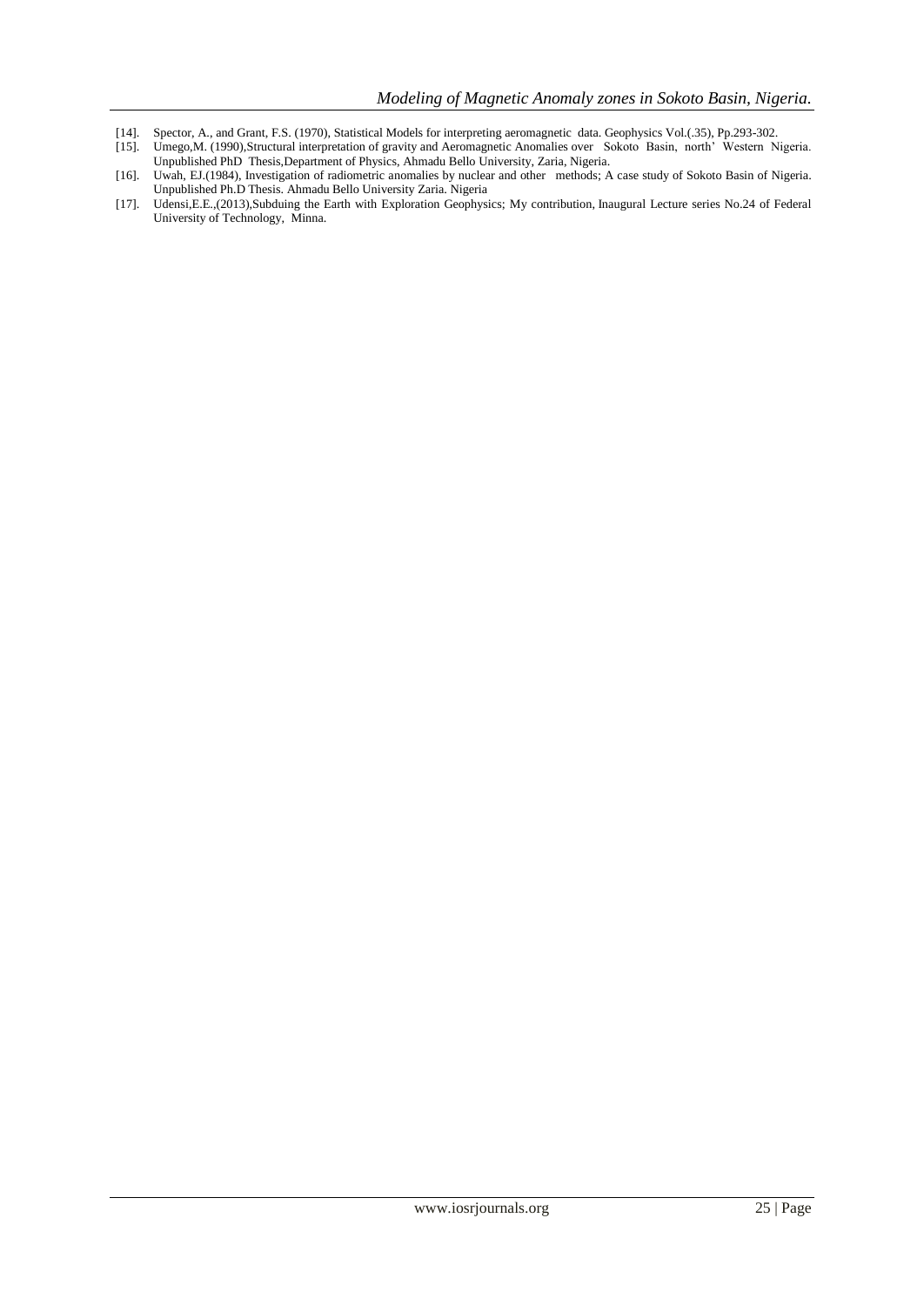[14]. Spector, A., and Grant, F.S. (1970), Statistical Models for interpreting aeromagnetic data. Geophysics Vol.(.35), Pp.293-302.

[15]. Umego,M. (1990),Structural interpretation of gravity and Aeromagnetic Anomalies over Sokoto Basin, north' Western Nigeria. Unpublished PhD Thesis,Department of Physics, Ahmadu Bello University, Zaria, Nigeria.

[16]. Uwah, EJ.(1984), Investigation of radiometric anomalies by nuclear and other methods; A case study of Sokoto Basin of Nigeria. Unpublished Ph.D Thesis. Ahmadu Bello University Zaria. Nigeria

[17]. Udensi,E.E.,(2013),Subduing the Earth with Exploration Geophysics; My contribution, Inaugural Lecture series No.24 of Federal University of Technology, Minna.